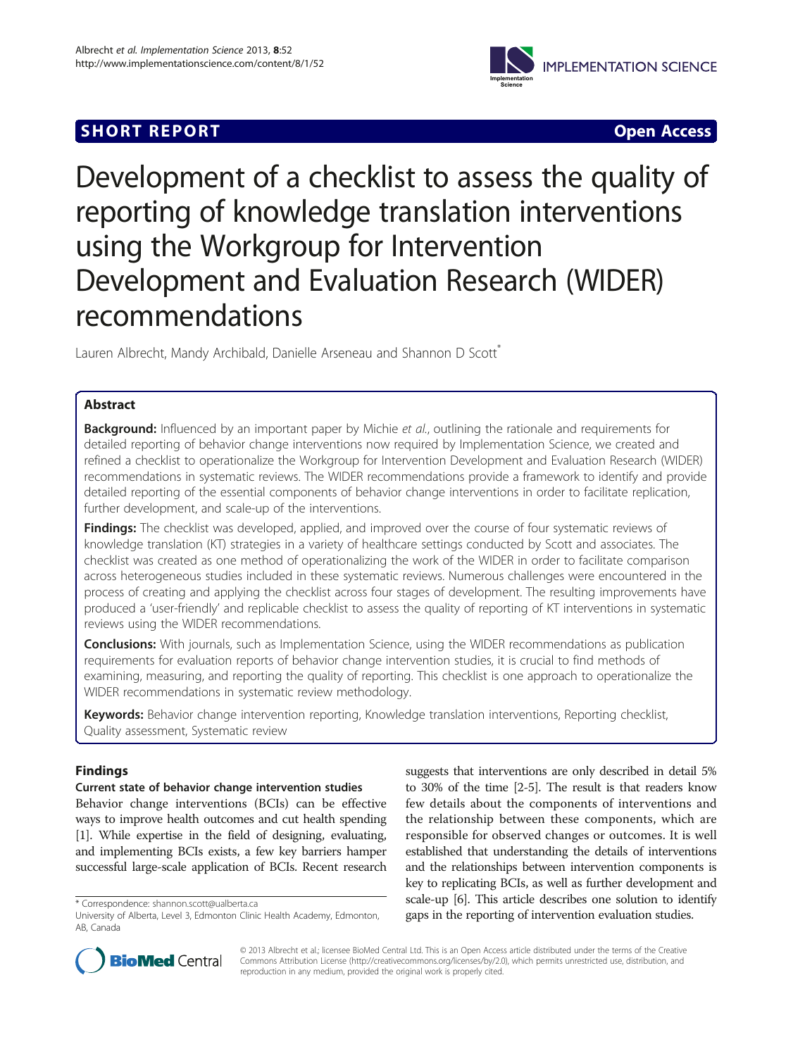SHORT REPORT

Open Access

# Development of a checklist to assess the quality of reporting of knowledge translation interventions using the Workgroup for Intervention Development and Evaluation Research (WIDER) recommendations

Lauren Albrecht, Mandy Archibald, Danielle Arseneau and Shannon D Scott*

## Abstract

**Background:** Influenced by an important paper by Michie *et al.*, outlining the rationale and requirements for detailed reporting of behavior change interventions now required by Implementation Science, we created and refined a checklist to operationalize the Workgroup for Intervention Development and Evaluation Research (WIDER) recommendations in systematic reviews. The WIDER recommendations provide a framework to identify and provide detailed reporting of the essential components of behavior change interventions in order to facilitate replication, further development, and scale-up of the interventions.

**Findings:** The checklist was developed, applied, and improved over the course of four systematic reviews of knowledge translation (KT) strategies in a variety of healthcare settings conducted by Scott and associates. The checklist was created as one method of operationalizing the work of the WIDER in order to facilitate comparison across heterogeneous studies included in these systematic reviews. Numerous challenges were encountered in the process of creating and applying the checklist across four stages of development. The resulting improvements have produced a 'user-friendly' and replicable checklist to assess the quality of reporting of KT interventions in systematic reviews using the WIDER recommendations.

**Conclusions:** With journals, such as Implementation Science, using the WIDER recommendations as publication requirements for evaluation reports of behavior change intervention studies, it is crucial to find methods of examining, measuring, and reporting the quality of reporting. This checklist is one approach to operationalize the WIDER recommendations in systematic review methodology.

**Keywords:** Behavior change intervention reporting, Knowledge translation interventions, Reporting checklist, Quality assessment, Systematic review

## Findings

### Current state of behavior change intervention studies

Behavior change interventions (BCIs) can be effective ways to improve health outcomes and cut health spending [1]. While expertise in the field of designing, evaluating, and implementing BCIs exists, a few key barriers hamper successful large-scale application of BCIs. Recent research suggests that interventions are only described in detail 5% to 30% of the time [2-5]. The result is that readers know few details about the components of interventions and the relationship between these components, which are responsible for observed changes or outcomes. It is well established that understanding the details of interventions and the relationships between intervention components is key to replicating BCIs, as well as further development and scale-up [6]. This article describes one solution to identify gaps in the reporting of intervention evaluation studies.

* Correspondence: shannon.scott@ualberta.ca
University of Alberta, Level 3, Edmonton Clinic Health Academy, Edmonton, AB, Canada

© 2013 Albrecht et al.; licensee BioMed Central Ltd. This is an Open Access article distributed under the terms of the Creative Commons Attribution License (http://creativecommons.org/licenses/by/2.0), which permits unrestricted use, distribution, and reproduction in any medium, provided the original work is properly cited.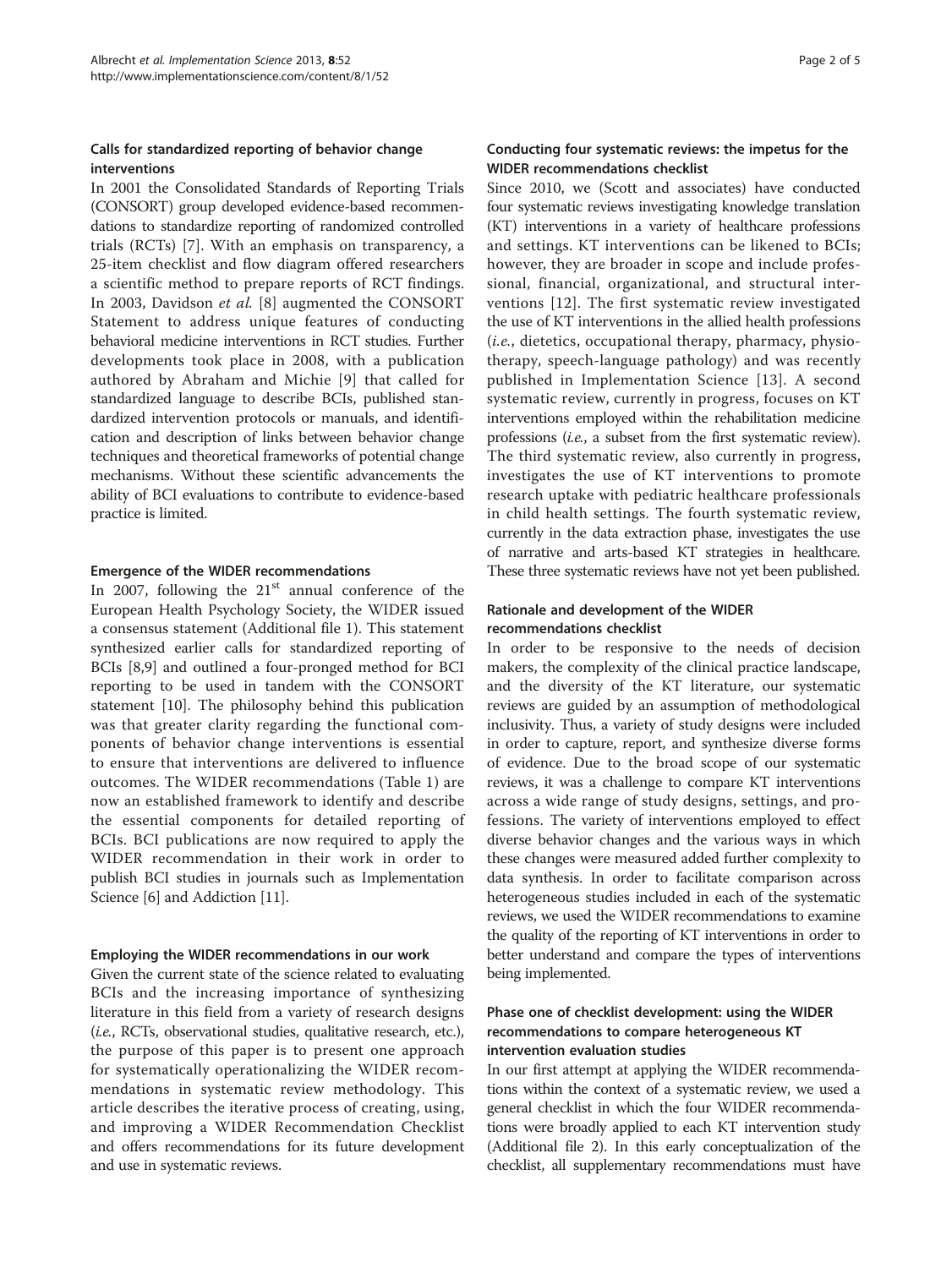### Calls for standardized reporting of behavior change interventions

In 2001 the Consolidated Standards of Reporting Trials (CONSORT) group developed evidence-based recommendations to standardize reporting of randomized controlled trials (RCTs) [7]. With an emphasis on transparency, a 25-item checklist and flow diagram offered researchers a scientific method to prepare reports of RCT findings. In 2003, Davidson *et al.* [8] augmented the CONSORT Statement to address unique features of conducting behavioral medicine interventions in RCT studies. Further developments took place in 2008, with a publication authored by Abraham and Michie [9] that called for standardized language to describe BCIs, published standardized intervention protocols or manuals, and identification and description of links between behavior change techniques and theoretical frameworks of potential change mechanisms. Without these scientific advancements the ability of BCI evaluations to contribute to evidence-based practice is limited.

### Emergence of the WIDER recommendations

In 2007, following the 21st annual conference of the European Health Psychology Society, the WIDER issued a consensus statement (Additional file 1). This statement synthesized earlier calls for standardized reporting of BCIs [8,9] and outlined a four-pronged method for BCI reporting to be used in tandem with the CONSORT statement [10]. The philosophy behind this publication was that greater clarity regarding the functional components of behavior change interventions is essential to ensure that interventions are delivered to influence outcomes. The WIDER recommendations (Table 1) are now an established framework to identify and describe the essential components for detailed reporting of BCIs. BCI publications are now required to apply the WIDER recommendation in their work in order to publish BCI studies in journals such as Implementation Science [6] and Addiction [11].

### Employing the WIDER recommendations in our work

Given the current state of the science related to evaluating BCIs and the increasing importance of synthesizing literature in this field from a variety of research designs (*i.e.*, RCTs, observational studies, qualitative research, etc.), the purpose of this paper is to present one approach for systematically operationalizing the WIDER recommendations in systematic review methodology. This article describes the iterative process of creating, using, and improving a WIDER Recommendation Checklist and offers recommendations for its future development and use in systematic reviews.

### Conducting four systematic reviews: the impetus for the WIDER recommendations checklist

Since 2010, we (Scott and associates) have conducted four systematic reviews investigating knowledge translation (KT) interventions in a variety of healthcare professions and settings. KT interventions can be likened to BCIs; however, they are broader in scope and include professional, financial, organizational, and structural interventions [12]. The first systematic review investigated the use of KT interventions in the allied health professions (*i.e.*, dietetics, occupational therapy, pharmacy, physiotherapy, speech-language pathology) and was recently published in Implementation Science [13]. A second systematic review, currently in progress, focuses on KT interventions employed within the rehabilitation medicine professions (*i.e.*, a subset from the first systematic review). The third systematic review, also currently in progress, investigates the use of KT interventions to promote research uptake with pediatric healthcare professionals in child health settings. The fourth systematic review, currently in the data extraction phase, investigates the use of narrative and arts-based KT strategies in healthcare. These three systematic reviews have not yet been published.

### Rationale and development of the WIDER recommendations checklist

In order to be responsive to the needs of decision makers, the complexity of the clinical practice landscape, and the diversity of the KT literature, our systematic reviews are guided by an assumption of methodological inclusivity. Thus, a variety of study designs were included in order to capture, report, and synthesize diverse forms of evidence. Due to the broad scope of our systematic reviews, it was a challenge to compare KT interventions across a wide range of study designs, settings, and professions. The variety of interventions employed to effect diverse behavior changes and the various ways in which these changes were measured added further complexity to data synthesis. In order to facilitate comparison across heterogeneous studies included in each of the systematic reviews, we used the WIDER recommendations to examine the quality of the reporting of KT interventions in order to better understand and compare the types of interventions being implemented.

### Phase one of checklist development: using the WIDER recommendations to compare heterogeneous KT intervention evaluation studies

In our first attempt at applying the WIDER recommendations within the context of a systematic review, we used a general checklist in which the four WIDER recommendations were broadly applied to each KT intervention study (Additional file 2). In this early conceptualization of the checklist, all supplementary recommendations must have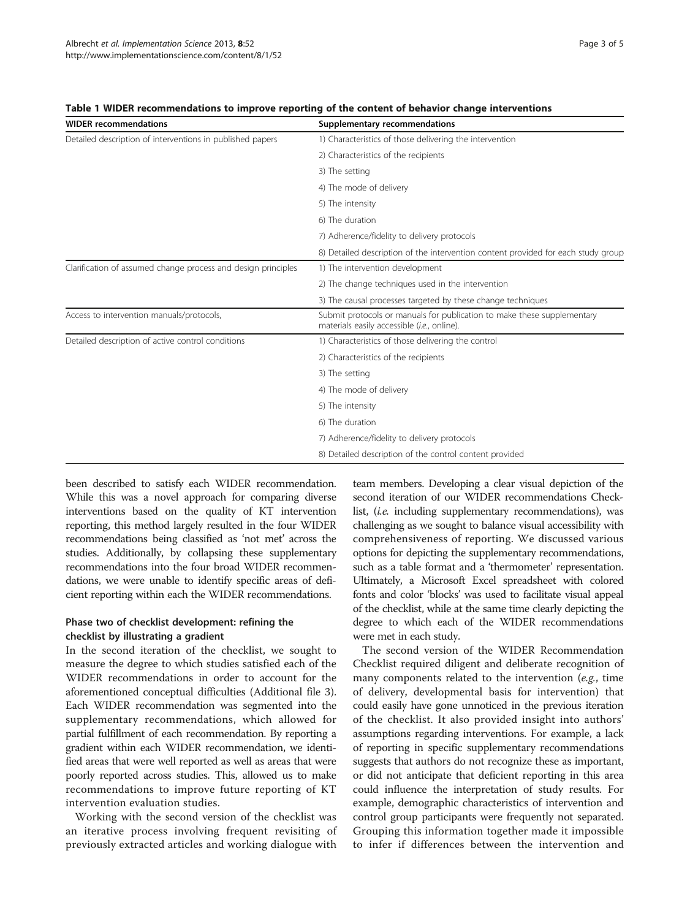**Table 1 WIDER recommendations to improve reporting of the content of behavior change interventions**

| WIDER recommendations | Supplementary recommendations |
|---|---|
| Detailed description of interventions in published papers | 1) Characteristics of those delivering the intervention |
| | 2) Characteristics of the recipients |
| | 3) The setting |
| | 4) The mode of delivery |
| | 5) The intensity |
| | 6) The duration |
| | 7) Adherence/fidelity to delivery protocols |
| | 8) Detailed description of the intervention content provided for each study group |
| Clarification of assumed change process and design principles | 1) The intervention development |
| | 2) The change techniques used in the intervention |
| | 3) The causal processes targeted by these change techniques |
| Access to intervention manuals/protocols, | Submit protocols or manuals for publication to make these supplementary materials easily accessible (*i.e.,* online). |
| Detailed description of active control conditions | 1) Characteristics of those delivering the control |
| | 2) Characteristics of the recipients |
| | 3) The setting |
| | 4) The mode of delivery |
| | 5) The intensity |
| | 6) The duration |
| | 7) Adherence/fidelity to delivery protocols |
| | 8) Detailed description of the control content provided |

been described to satisfy each WIDER recommendation. While this was a novel approach for comparing diverse interventions based on the quality of KT intervention reporting, this method largely resulted in the four WIDER recommendations being classified as 'not met' across the studies. Additionally, by collapsing these supplementary recommendations into the four broad WIDER recommendations, we were unable to identify specific areas of deficient reporting within each the WIDER recommendations.

### Phase two of checklist development: refining the checklist by illustrating a gradient

In the second iteration of the checklist, we sought to measure the degree to which studies satisfied each of the WIDER recommendations in order to account for the aforementioned conceptual difficulties (Additional file 3). Each WIDER recommendation was segmented into the supplementary recommendations, which allowed for partial fulfillment of each recommendation. By reporting a gradient within each WIDER recommendation, we identified areas that were well reported as well as areas that were poorly reported across studies. This, allowed us to make recommendations to improve future reporting of KT intervention evaluation studies.

Working with the second version of the checklist was an iterative process involving frequent revisiting of previously extracted articles and working dialogue with team members. Developing a clear visual depiction of the second iteration of our WIDER recommendations Checklist, (*i.e.* including supplementary recommendations), was challenging as we sought to balance visual accessibility with comprehensiveness of reporting. We discussed various options for depicting the supplementary recommendations, such as a table format and a 'thermometer' representation. Ultimately, a Microsoft Excel spreadsheet with colored fonts and color 'blocks' was used to facilitate visual appeal of the checklist, while at the same time clearly depicting the degree to which each of the WIDER recommendations were met in each study.

The second version of the WIDER Recommendation Checklist required diligent and deliberate recognition of many components related to the intervention (*e.g.*, time of delivery, developmental basis for intervention) that could easily have gone unnoticed in the previous iteration of the checklist. It also provided insight into authors' assumptions regarding interventions. For example, a lack of reporting in specific supplementary recommendations suggests that authors do not recognize these as important, or did not anticipate that deficient reporting in this area could influence the interpretation of study results. For example, demographic characteristics of intervention and control group participants were frequently not separated. Grouping this information together made it impossible to infer if differences between the intervention and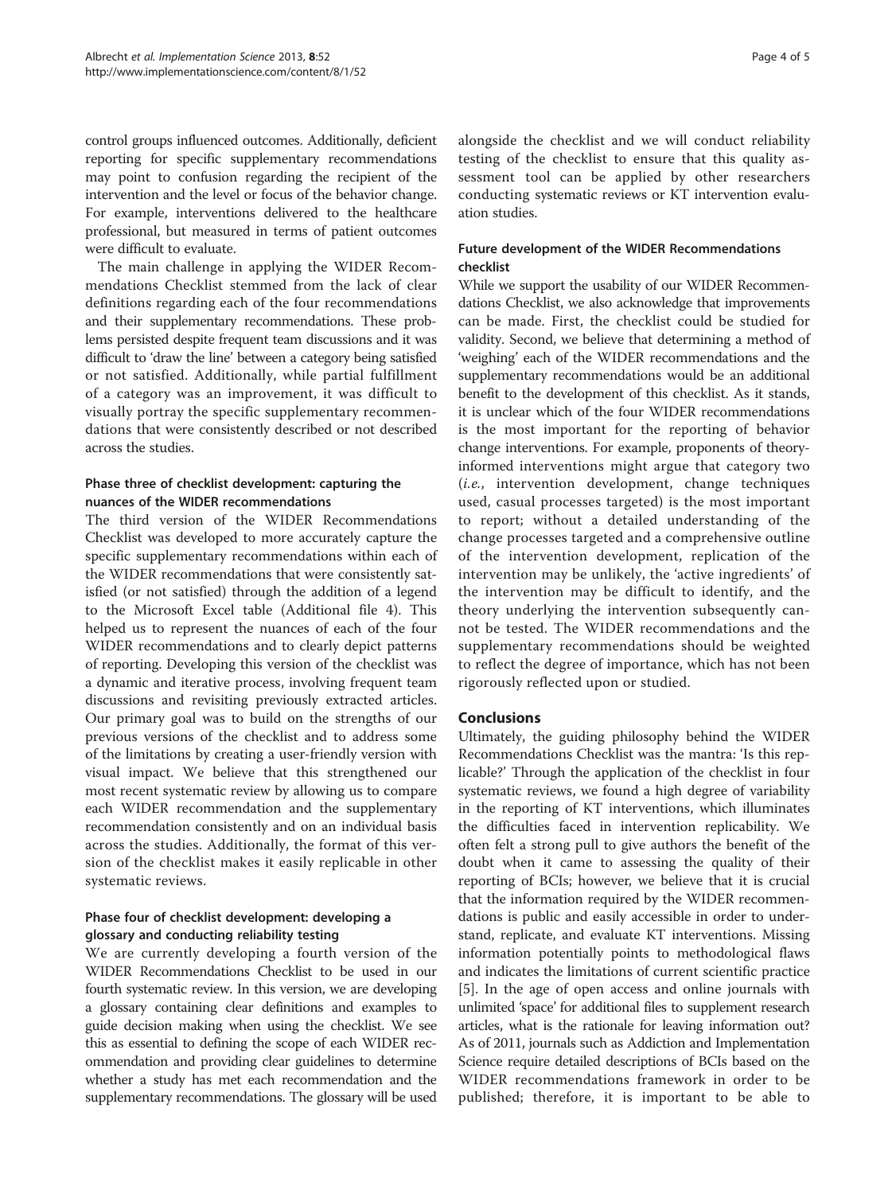control groups influenced outcomes. Additionally, deficient reporting for specific supplementary recommendations may point to confusion regarding the recipient of the intervention and the level or focus of the behavior change. For example, interventions delivered to the healthcare professional, but measured in terms of patient outcomes were difficult to evaluate.

The main challenge in applying the WIDER Recommendations Checklist stemmed from the lack of clear definitions regarding each of the four recommendations and their supplementary recommendations. These problems persisted despite frequent team discussions and it was difficult to 'draw the line' between a category being satisfied or not satisfied. Additionally, while partial fulfillment of a category was an improvement, it was difficult to visually portray the specific supplementary recommendations that were consistently described or not described across the studies.

### Phase three of checklist development: capturing the nuances of the WIDER recommendations

The third version of the WIDER Recommendations Checklist was developed to more accurately capture the specific supplementary recommendations within each of the WIDER recommendations that were consistently satisfied (or not satisfied) through the addition of a legend to the Microsoft Excel table (Additional file 4). This helped us to represent the nuances of each of the four WIDER recommendations and to clearly depict patterns of reporting. Developing this version of the checklist was a dynamic and iterative process, involving frequent team discussions and revisiting previously extracted articles. Our primary goal was to build on the strengths of our previous versions of the checklist and to address some of the limitations by creating a user-friendly version with visual impact. We believe that this strengthened our most recent systematic review by allowing us to compare each WIDER recommendation and the supplementary recommendation consistently and on an individual basis across the studies. Additionally, the format of this version of the checklist makes it easily replicable in other systematic reviews.

### Phase four of checklist development: developing a glossary and conducting reliability testing

We are currently developing a fourth version of the WIDER Recommendations Checklist to be used in our fourth systematic review. In this version, we are developing a glossary containing clear definitions and examples to guide decision making when using the checklist. We see this as essential to defining the scope of each WIDER recommendation and providing clear guidelines to determine whether a study has met each recommendation and the supplementary recommendations. The glossary will be used alongside the checklist and we will conduct reliability testing of the checklist to ensure that this quality assessment tool can be applied by other researchers conducting systematic reviews or KT intervention evaluation studies.

### Future development of the WIDER Recommendations checklist

While we support the usability of our WIDER Recommendations Checklist, we also acknowledge that improvements can be made. First, the checklist could be studied for validity. Second, we believe that determining a method of 'weighing' each of the WIDER recommendations and the supplementary recommendations would be an additional benefit to the development of this checklist. As it stands, it is unclear which of the four WIDER recommendations is the most important for the reporting of behavior change interventions. For example, proponents of theory-informed interventions might argue that category two (*i.e.*, intervention development, change techniques used, casual processes targeted) is the most important to report; without a detailed understanding of the change processes targeted and a comprehensive outline of the intervention development, replication of the intervention may be unlikely, the 'active ingredients' of the intervention may be difficult to identify, and the theory underlying the intervention subsequently cannot be tested. The WIDER recommendations and the supplementary recommendations should be weighted to reflect the degree of importance, which has not been rigorously reflected upon or studied.

## Conclusions

Ultimately, the guiding philosophy behind the WIDER Recommendations Checklist was the mantra: 'Is this replicable?' Through the application of the checklist in four systematic reviews, we found a high degree of variability in the reporting of KT interventions, which illuminates the difficulties faced in intervention replicability. We often felt a strong pull to give authors the benefit of the doubt when it came to assessing the quality of their reporting of BCIs; however, we believe that it is crucial that the information required by the WIDER recommendations is public and easily accessible in order to understand, replicate, and evaluate KT interventions. Missing information potentially points to methodological flaws and indicates the limitations of current scientific practice [5]. In the age of open access and online journals with unlimited 'space' for additional files to supplement research articles, what is the rationale for leaving information out? As of 2011, journals such as Addiction and Implementation Science require detailed descriptions of BCIs based on the WIDER recommendations framework in order to be published; therefore, it is important to be able to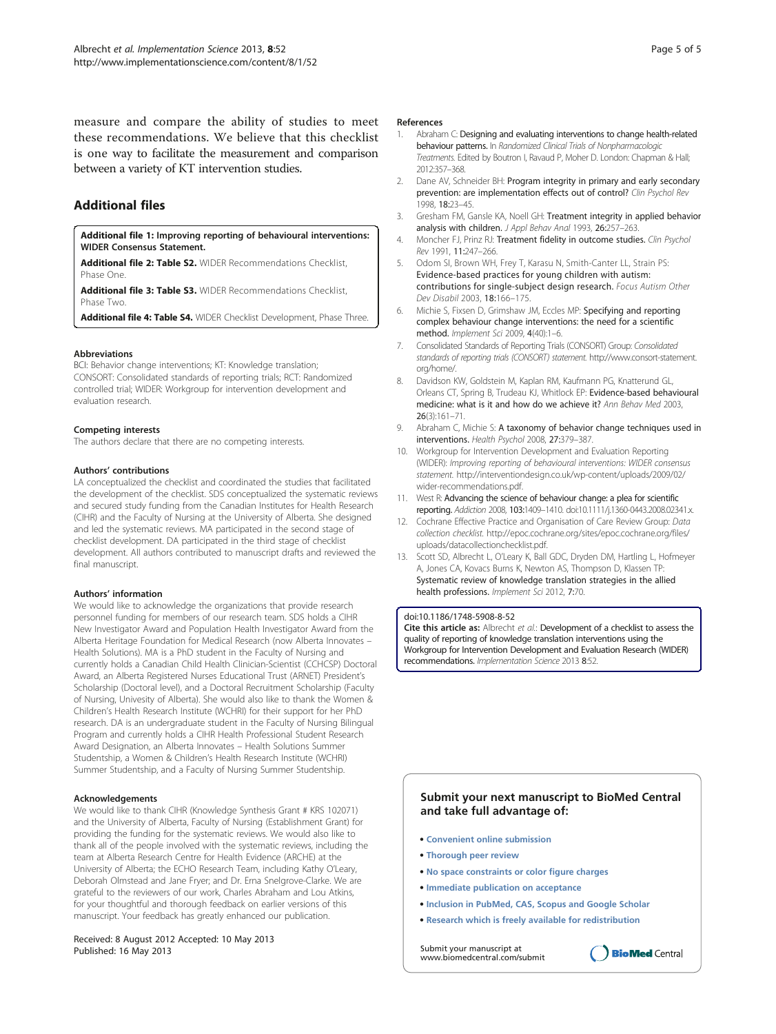measure and compare the ability of studies to meet these recommendations. We believe that this checklist is one way to facilitate the measurement and comparison between a variety of KT intervention studies.

## Additional files

**Additional file 1: Improving reporting of behavioural interventions: WIDER Consensus Statement.**

**Additional file 2: Table S2.** WIDER Recommendations Checklist, Phase One.

**Additional file 3: Table S3.** WIDER Recommendations Checklist, Phase Two.

**Additional file 4: Table S4.** WIDER Checklist Development, Phase Three.

#### Abbreviations

BCI: Behavior change interventions; KT: Knowledge translation; CONSORT: Consolidated standards of reporting trials; RCT: Randomized controlled trial; WIDER: Workgroup for intervention development and evaluation research.

#### Competing interests

The authors declare that there are no competing interests.

#### Authors' contributions

LA conceptualized the checklist and coordinated the studies that facilitated the development of the checklist. SDS conceptualized the systematic reviews and secured study funding from the Canadian Institutes for Health Research (CIHR) and the Faculty of Nursing at the University of Alberta. She designed and led the systematic reviews. MA participated in the second stage of checklist development. DA participated in the third stage of checklist development. All authors contributed to manuscript drafts and reviewed the final manuscript.

#### Authors' information

We would like to acknowledge the organizations that provide research personnel funding for members of our research team. SDS holds a CIHR New Investigator Award and Population Health Investigator Award from the Alberta Heritage Foundation for Medical Research (now Alberta Innovates – Health Solutions). MA is a PhD student in the Faculty of Nursing and currently holds a Canadian Child Health Clinician-Scientist (CCHCSP) Doctoral Award, an Alberta Registered Nurses Educational Trust (ARNET) President's Scholarship (Doctoral level), and a Doctoral Recruitment Scholarship (Faculty of Nursing, Univesity of Alberta). She would also like to thank the Women & Children's Health Research Institute (WCHRI) for their support for her PhD research. DA is an undergraduate student in the Faculty of Nursing Bilingual Program and currently holds a CIHR Health Professional Student Research Award Designation, an Alberta Innovates – Health Solutions Summer Studentship, a Women & Children's Health Research Institute (WCHRI) Summer Studentship, and a Faculty of Nursing Summer Studentship.

#### Acknowledgements

We would like to thank CIHR (Knowledge Synthesis Grant # KRS 102071) and the University of Alberta, Faculty of Nursing (Establishment Grant) for providing the funding for the systematic reviews. We would also like to thank all of the people involved with the systematic reviews, including the team at Alberta Research Centre for Health Evidence (ARCHE) at the University of Alberta; the ECHO Research Team, including Kathy O'Leary, Deborah Olmstead and Jane Fryer; and Dr. Erna Snelgrove-Clarke. We are grateful to the reviewers of our work, Charles Abraham and Lou Atkins, for your thoughtful and thorough feedback on earlier versions of this manuscript. Your feedback has greatly enhanced our publication.

Received: 8 August 2012 Accepted: 10 May 2013
Published: 16 May 2013

#### References

1. Abraham C: **Designing and evaluating interventions to change health-related behaviour patterns.** In *Randomized Clinical Trials of Nonpharmacologic Treatments.* Edited by Boutron I, Ravaud P, Moher D. London: Chapman & Hall; 2012:357–368.
2. Dane AV, Schneider BH: **Program integrity in primary and early secondary prevention: are implementation effects out of control?** *Clin Psychol Rev* 1998, **18:**23–45.
3. Gresham FM, Gansle KA, Noell GH: **Treatment integrity in applied behavior analysis with children.** *J Appl Behav Anal* 1993, **26:**257–263.
4. Moncher FJ, Prinz RJ: **Treatment fidelity in outcome studies.** *Clin Psychol Rev* 1991, **11:**247–266.
5. Odom SI, Brown WH, Frey T, Karasu N, Smith-Canter LL, Strain PS: **Evidence-based practices for young children with autism: contributions for single-subject design research.** *Focus Autism Other Dev Disabil* 2003, **18:**166–175.
6. Michie S, Fixsen D, Grimshaw JM, Eccles MP: **Specifying and reporting complex behaviour change interventions: the need for a scientific method.** *Implement Sci* 2009, **4**(40):1–6.
7. Consolidated Standards of Reporting Trials (CONSORT) Group: *Consolidated standards of reporting trials (CONSORT) statement.* http://www.consort-statement.org/home/.
8. Davidson KW, Goldstein M, Kaplan RM, Kaufmann PG, Knatterund GL, Orleans CT, Spring B, Trudeau KJ, Whitlock EP: **Evidence-based behavioural medicine: what is it and how do we achieve it?** *Ann Behav Med* 2003, **26**(3):161–71.
9. Abraham C, Michie S: **A taxonomy of behavior change techniques used in interventions.** *Health Psychol* 2008, **27:**379–387.
10. Workgroup for Intervention Development and Evaluation Reporting (WIDER): *Improving reporting of behavioural interventions: WIDER consensus statement.* http://interventiondesign.co.uk/wp-content/uploads/2009/02/wider-recommendations.pdf.
11. West R: **Advancing the science of behaviour change: a plea for scientific reporting.** *Addiction* 2008, **103:**1409–1410. doi:10.1111/j.1360-0443.2008.02341.x.
12. Cochrane Effective Practice and Organisation of Care Review Group: *Data collection checklist.* http://epoc.cochrane.org/sites/epoc.cochrane.org/files/uploads/datacollectionchecklist.pdf.
13. Scott SD, Albrecht L, O'Leary K, Ball GDC, Dryden DM, Hartling L, Hofmeyer A, Jones CA, Kovacs Burns K, Newton AS, Thompson D, Klassen TP: **Systematic review of knowledge translation strategies in the allied health professions.** *Implement Sci* 2012, **7:**70.

doi:10.1186/1748-5908-8-52
**Cite this article as:** Albrecht *et al.*: Development of a checklist to assess the quality of reporting of knowledge translation interventions using the Workgroup for Intervention Development and Evaluation Research (WIDER) recommendations. *Implementation Science* 2013 **8**:52.

**Submit your next manuscript to BioMed Central and take full advantage of:**

- **Convenient online submission**
- **Thorough peer review**
- **No space constraints or color figure charges**
- **Immediate publication on acceptance**
- **Inclusion in PubMed, CAS, Scopus and Google Scholar**
- **Research which is freely available for redistribution**

Submit your manuscript at
www.biomedcentral.com/submit

BioMed Central